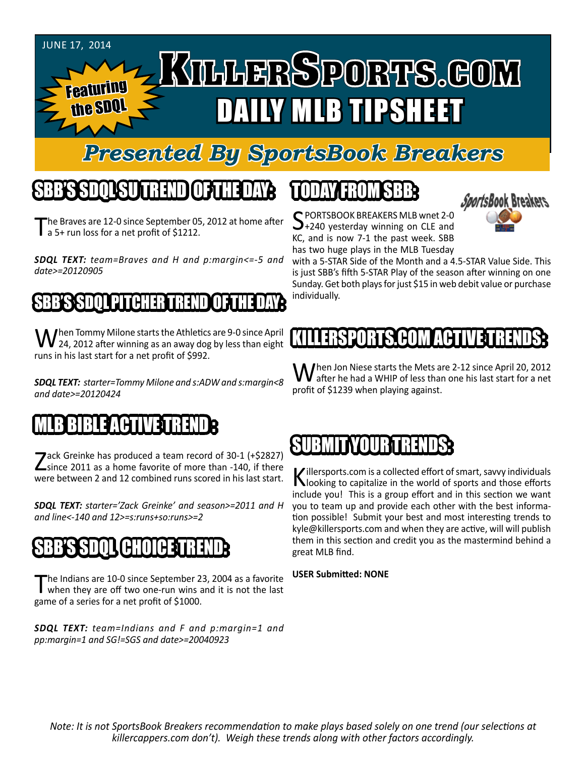JUNE 17, 2014

# KILLERSPORTS.COM DAILY MLB TIPSHEET

Featuring the SDQL

## Presented By SportsBook Breakers

## SBB'S SDQL SU TREND OF THE DAY:

The Braves are 12-0 since September 05, 2012 at home after a 5+ run loss for a net profit of $1212.

***SDQL TEXT:*** *team=Braves and H and p:margin<=-5 and date>=20120905*

## SBB'S SDQL PITCHER TREND OF THE DAY:

When Tommy Milone starts the Athletics are 9-0 since April 24, 2012 after winning as an away dog by less than eight runs in his last start for a net profit of $992.

***SDQL TEXT:*** *starter=Tommy Milone and s:ADW and s:margin<8 and date>=20120424*

## MLB BIBLE ACTIVE TREND :

Zack Greinke has produced a team record of 30-1 (+$2827) since 2011 as a home favorite of more than -140, if there were between 2 and 12 combined runs scored in his last start.

***SDQL TEXT:*** *starter='Zack Greinke' and season>=2011 and H and line<-140 and 12>=s:runs+so:runs>=2*

## SBB'S SDQL CHOICE TREND:

The Indians are 10-0 since September 23, 2004 as a favorite when they are off two one-run wins and it is not the last game of a series for a net profit of $1000.

***SDQL TEXT:*** *team=Indians and F and p:margin=1 and pp:margin=1 and SG!=SGS and date>=20040923*

## TODAY FROM SBB:

SPORTSBOOK BREAKERS MLB wnet 2-0 +240 yesterday winning on CLE and KC, and is now 7-1 the past week. SBB has two huge plays in the MLB Tuesday with a 5-STAR Side of the Month and a 4.5-STAR Value Side. This is just SBB's fifth 5-STAR Play of the season after winning on one Sunday. Get both plays for just $15 in web debit value or purchase individually.

## KILLERSPORTS.COM ACTIVE TRENDS:

When Jon Niese starts the Mets are 2-12 since April 20, 2012 after he had a WHIP of less than one his last start for a net profit of $1239 when playing against.

## SUBMIT YOUR TRENDS:

Killersports.com is a collected effort of smart, savvy individuals looking to capitalize in the world of sports and those efforts include you! This is a group effort and in this section we want you to team up and provide each other with the best information possible! Submit your best and most interesting trends to kyle@killersports.com and when they are active, will will publish them in this section and credit you as the mastermind behind a great MLB find.

**USER Submitted: NONE**

*Note: It is not SportsBook Breakers recommendation to make plays based solely on one trend (our selections at killercappers.com don't). Weigh these trends along with other factors accordingly.*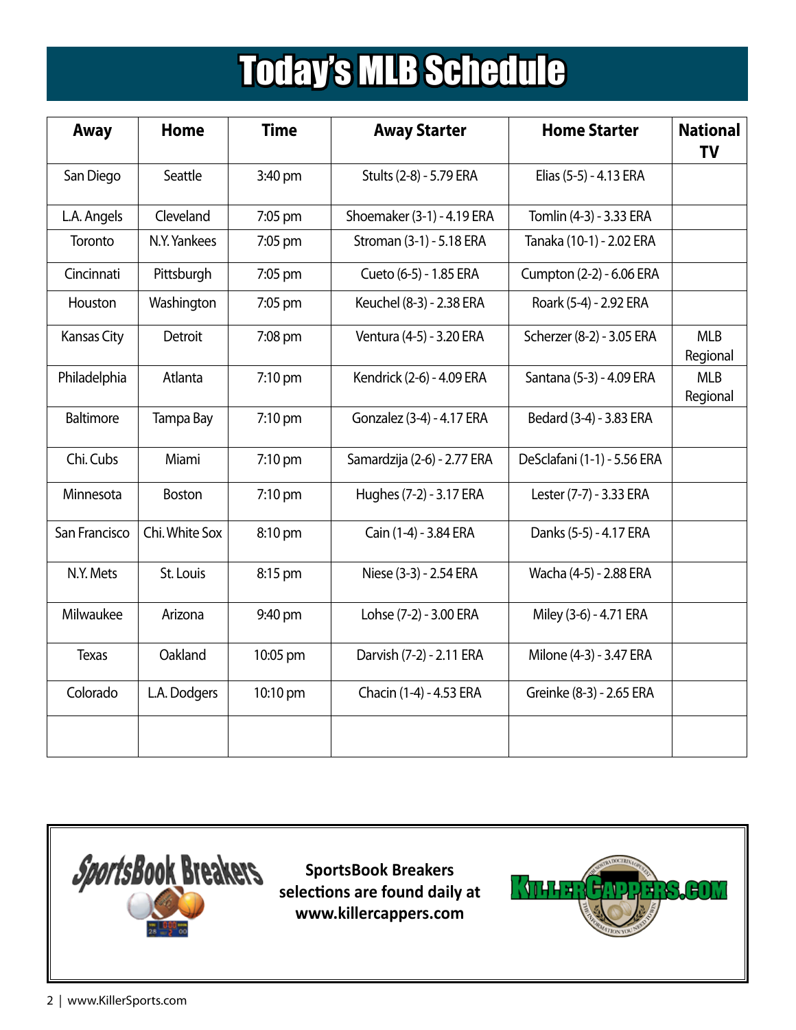# Today's MLB Schedule

| Away | Home | Time | Away Starter | Home Starter | National TV |
|---|---|---|---|---|---|
| San Diego | Seattle | 3:40 pm | Stults (2-8) - 5.79 ERA | Elias (5-5) - 4.13 ERA | |
| L.A. Angels | Cleveland | 7:05 pm | Shoemaker (3-1) - 4.19 ERA | Tomlin (4-3) - 3.33 ERA | |
| Toronto | N.Y. Yankees | 7:05 pm | Stroman (3-1) - 5.18 ERA | Tanaka (10-1) - 2.02 ERA | |
| Cincinnati | Pittsburgh | 7:05 pm | Cueto (6-5) - 1.85 ERA | Cumpton (2-2) - 6.06 ERA | |
| Houston | Washington | 7:05 pm | Keuchel (8-3) - 2.38 ERA | Roark (5-4) - 2.92 ERA | |
| Kansas City | Detroit | 7:08 pm | Ventura (4-5) - 3.20 ERA | Scherzer (8-2) - 3.05 ERA | MLB Regional |
| Philadelphia | Atlanta | 7:10 pm | Kendrick (2-6) - 4.09 ERA | Santana (5-3) - 4.09 ERA | MLB Regional |
| Baltimore | Tampa Bay | 7:10 pm | Gonzalez (3-4) - 4.17 ERA | Bedard (3-4) - 3.83 ERA | |
| Chi. Cubs | Miami | 7:10 pm | Samardzija (2-6) - 2.77 ERA | DeSclafani (1-1) - 5.56 ERA | |
| Minnesota | Boston | 7:10 pm | Hughes (7-2) - 3.17 ERA | Lester (7-7) - 3.33 ERA | |
| San Francisco | Chi. White Sox | 8:10 pm | Cain (1-4) - 3.84 ERA | Danks (5-5) - 4.17 ERA | |
| N.Y. Mets | St. Louis | 8:15 pm | Niese (3-3) - 2.54 ERA | Wacha (4-5) - 2.88 ERA | |
| Milwaukee | Arizona | 9:40 pm | Lohse (7-2) - 3.00 ERA | Miley (3-6) - 4.71 ERA | |
| Texas | Oakland | 10:05 pm | Darvish (7-2) - 2.11 ERA | Milone (4-3) - 3.47 ERA | |
| Colorado | L.A. Dodgers | 10:10 pm | Chacin (1-4) - 4.53 ERA | Greinke (8-3) - 2.65 ERA | |
| | | | | | |

SportsBook Breakers

**SportsBook Breakers selections are found daily at www.killercappers.com**

KILLERCAPPERS.COM